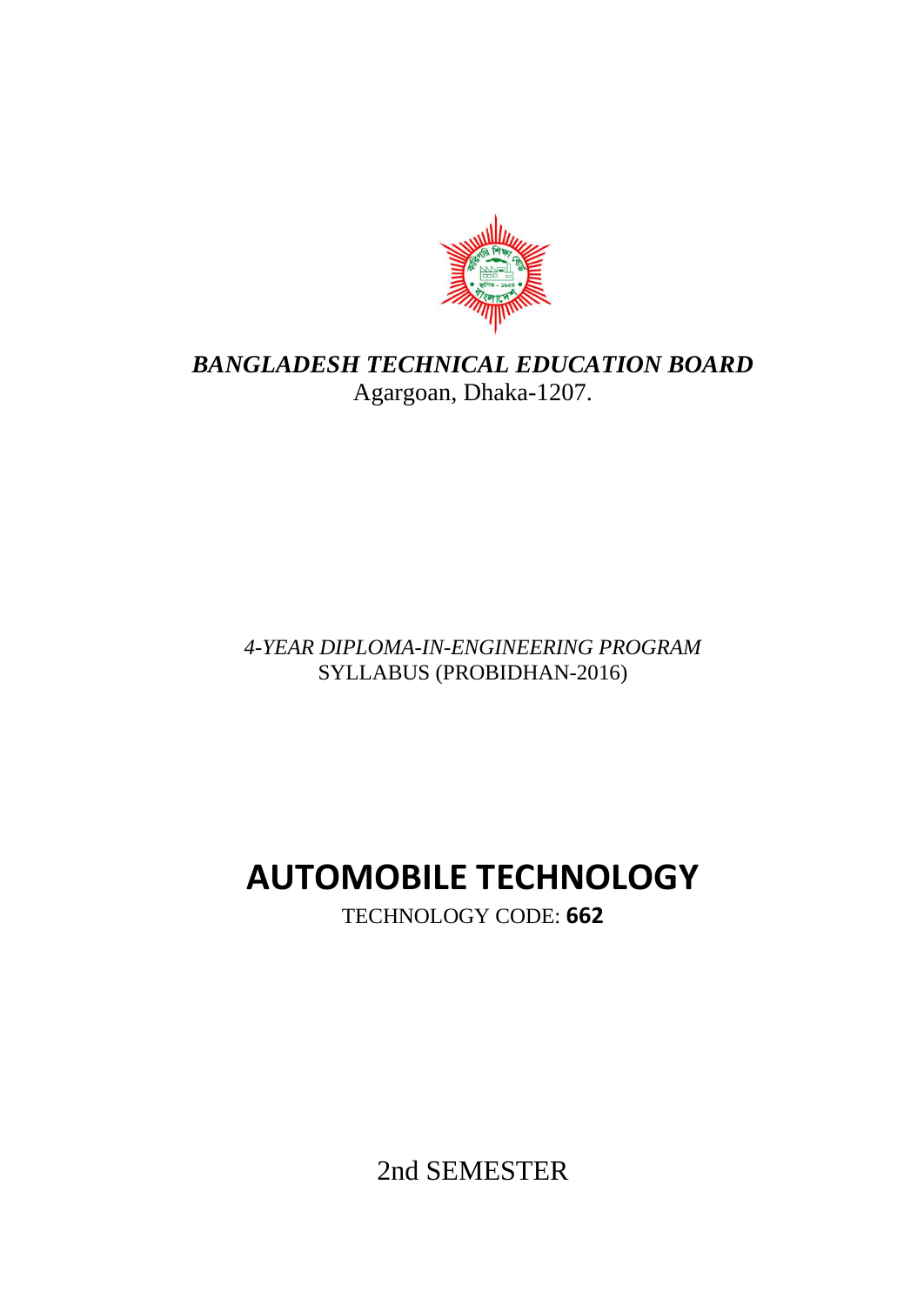***BANGLADESH TECHNICAL EDUCATION BOARD***

Agargoan, Dhaka-1207.

*4-YEAR DIPLOMA-IN-ENGINEERING PROGRAM*

SYLLABUS (PROBIDHAN-2016)

# AUTOMOBILE TECHNOLOGY

TECHNOLOGY CODE: **662**

2nd SEMESTER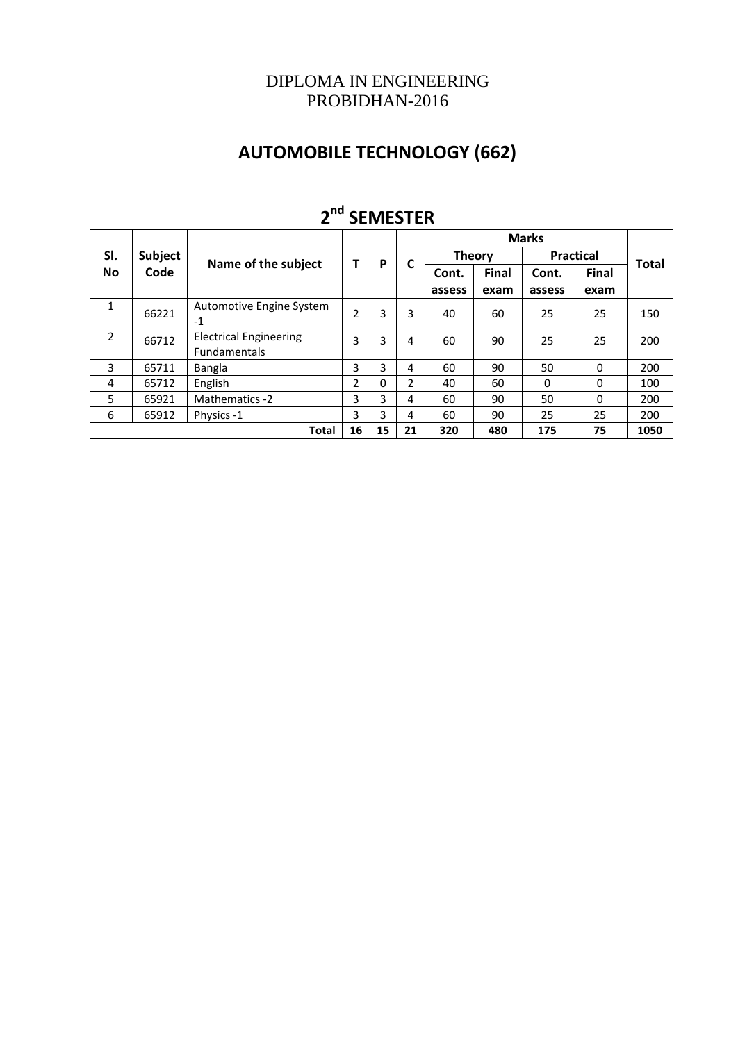DIPLOMA IN ENGINEERING
PROBIDHAN-2016

# AUTOMOBILE TECHNOLOGY (662)

## 2nd SEMESTER

| Sl. No | Subject Code | Name of the subject | T | P | C | Marks | | | | Total |
|---|---|---|---|---|---|---|---|---|---|---|
| | | | | | | Theory | | Practical | | |
| | | | | | | Cont. assess | Final exam | Cont. assess | Final exam | |
| 1 | 66221 | Automotive Engine System -1 | 2 | 3 | 3 | 40 | 60 | 25 | 25 | 150 |
| 2 | 66712 | Electrical Engineering Fundamentals | 3 | 3 | 4 | 60 | 90 | 25 | 25 | 200 |
| 3 | 65711 | Bangla | 3 | 3 | 4 | 60 | 90 | 50 | 0 | 200 |
| 4 | 65712 | English | 2 | 0 | 2 | 40 | 60 | 0 | 0 | 100 |
| 5 | 65921 | Mathematics -2 | 3 | 3 | 4 | 60 | 90 | 50 | 0 | 200 |
| 6 | 65912 | Physics -1 | 3 | 3 | 4 | 60 | 90 | 25 | 25 | 200 |
| | | **Total** | **16** | **15** | **21** | **320** | **480** | **175** | **75** | **1050** |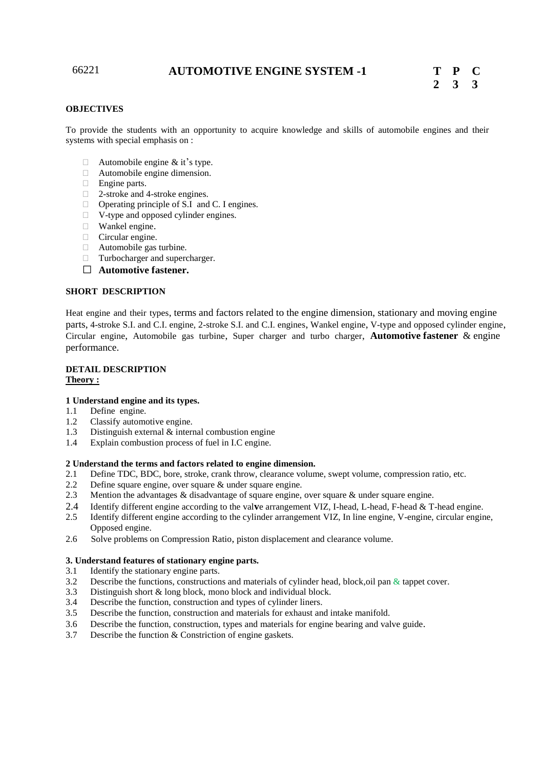66221 **AUTOMOTIVE ENGINE SYSTEM -1**

| T | P | C |
|---|---|---|
| 2 | 3 | 3 |

**OBJECTIVES**

To provide the students with an opportunity to acquire knowledge and skills of automobile engines and their systems with special emphasis on :

- Automobile engine & it's type.
- Automobile engine dimension.
- Engine parts.
- 2-stroke and 4-stroke engines.
- Operating principle of S.I and C. I engines.
- V-type and opposed cylinder engines.
- Wankel engine.
- Circular engine.
- Automobile gas turbine.
- Turbocharger and supercharger.
- **Automotive fastener.**

**SHORT DESCRIPTION**

Heat engine and their types, terms and factors related to the engine dimension, stationary and moving engine parts, 4-stroke S.I. and C.I. engine, 2-stroke S.I. and C.I. engines, Wankel engine, V-type and opposed cylinder engine, Circular engine, Automobile gas turbine, Super charger and turbo charger, **Automotive fastener** & engine performance.

**DETAIL DESCRIPTION**

**Theory :**

**1 Understand engine and its types.**

1.1 Define engine.
1.2 Classify automotive engine.
1.3 Distinguish external & internal combustion engine
1.4 Explain combustion process of fuel in I.C engine.

**2 Understand the terms and factors related to engine dimension.**

2.1 Define TDC, BDC, bore, stroke, crank throw, clearance volume, swept volume, compression ratio, etc.
2.2 Define square engine, over square & under square engine.
2.3 Mention the advantages & disadvantage of square engine, over square & under square engine.
2.4 Identify different engine according to the valve arrangement VIZ, I-head, L-head, F-head & T-head engine.
2.5 Identify different engine according to the cylinder arrangement VIZ, In line engine, V-engine, circular engine, Opposed engine.
2.6 Solve problems on Compression Ratio, piston displacement and clearance volume.

**3. Understand features of stationary engine parts.**

3.1 Identify the stationary engine parts.
3.2 Describe the functions, constructions and materials of cylinder head, block,oil pan & tappet cover.
3.3 Distinguish short & long block, mono block and individual block.
3.4 Describe the function, construction and types of cylinder liners.
3.5 Describe the function, construction and materials for exhaust and intake manifold.
3.6 Describe the function, construction, types and materials for engine bearing and valve guide.
3.7 Describe the function & Constriction of engine gaskets.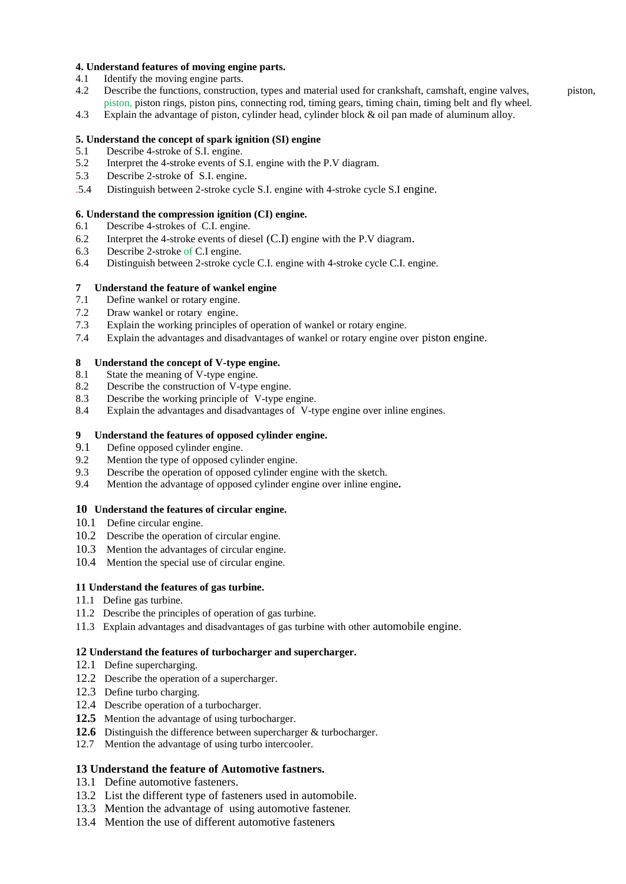**4. Understand features of moving engine parts.**

4.1 Identify the moving engine parts.
4.2 Describe the functions, construction, types and material used for crankshaft, camshaft, engine valves, piston, piston, piston rings, piston pins, connecting rod, timing gears, timing chain, timing belt and fly wheel.
4.3 Explain the advantage of piston, cylinder head, cylinder block & oil pan made of aluminum alloy.

**5. Understand the concept of spark ignition (SI) engine**

5.1 Describe 4-stroke of S.I. engine.
5.2 Interpret the 4-stroke events of S.I. engine with the P.V diagram.
5.3 Describe 2-stroke of S.I. engine.
.5.4 Distinguish between 2-stroke cycle S.I. engine with 4-stroke cycle S.I engine.

**6. Understand the compression ignition (CI) engine.**

6.1 Describe 4-strokes of C.I. engine.
6.2 Interpret the 4-stroke events of diesel (C.I) engine with the P.V diagram.
6.3 Describe 2-stroke of C.I engine.
6.4 Distinguish between 2-stroke cycle C.I. engine with 4-stroke cycle C.I. engine.

**7 Understand the feature of wankel engine**

7.1 Define wankel or rotary engine.
7.2 Draw wankel or rotary engine.
7.3 Explain the working principles of operation of wankel or rotary engine.
7.4 Explain the advantages and disadvantages of wankel or rotary engine over piston engine.

**8 Understand the concept of V-type engine.**

8.1 State the meaning of V-type engine.
8.2 Describe the construction of V-type engine.
8.3 Describe the working principle of V-type engine.
8.4 Explain the advantages and disadvantages of V-type engine over inline engines.

**9 Understand the features of opposed cylinder engine.**

9.1 Define opposed cylinder engine.
9.2 Mention the type of opposed cylinder engine.
9.3 Describe the operation of opposed cylinder engine with the sketch.
9.4 Mention the advantage of opposed cylinder engine over inline engine**.**

**10 Understand the features of circular engine.**

10.1 Define circular engine.
10.2 Describe the operation of circular engine.
10.3 Mention the advantages of circular engine.
10.4 Mention the special use of circular engine.

**11 Understand the features of gas turbine.**

11.1 Define gas turbine.
11.2 Describe the principles of operation of gas turbine.
11.3 Explain advantages and disadvantages of gas turbine with other automobile engine.

**12 Understand the features of turbocharger and supercharger.**

12.1 Define supercharging.
12.2 Describe the operation of a supercharger.
12.3 Define turbo charging.
12.4 Describe operation of a turbocharger.
**12.5** Mention the advantage of using turbocharger.
**12.6** Distinguish the difference between supercharger & turbocharger.
12.7 Mention the advantage of using turbo intercooler.

**13 Understand the feature of Automotive fastners.**

13.1 Define automotive fasteners.
13.2 List the different type of fasteners used in automobile.
13.3 Mention the advantage of using automotive fastener.
13.4 Mention the use of different automotive fasteners.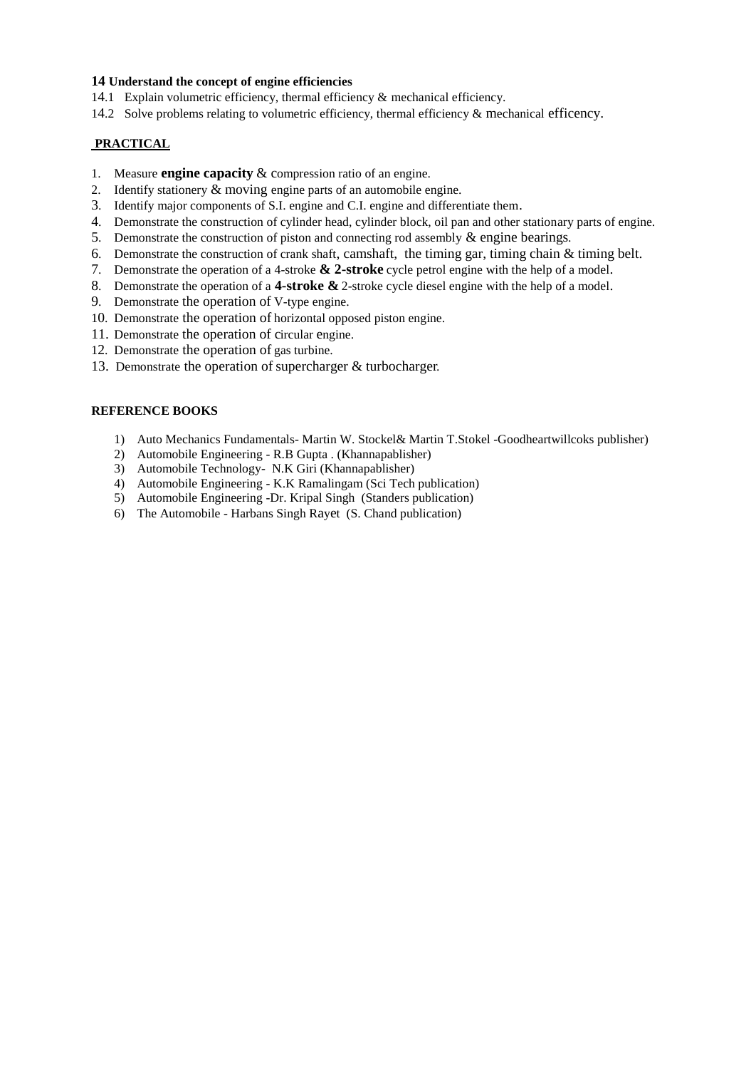**14 Understand the concept of engine efficiencies**

14.1 Explain volumetric efficiency, thermal efficiency & mechanical efficiency.

14.2 Solve problems relating to volumetric efficiency, thermal efficiency & mechanical efficency.

**PRACTICAL**

1. Measure **engine capacity** & compression ratio of an engine.
2. Identify stationery & moving engine parts of an automobile engine.
3. Identify major components of S.I. engine and C.I. engine and differentiate them.
4. Demonstrate the construction of cylinder head, cylinder block, oil pan and other stationary parts of engine.
5. Demonstrate the construction of piston and connecting rod assembly & engine bearings.
6. Demonstrate the construction of crank shaft, camshaft, the timing gar, timing chain & timing belt.
7. Demonstrate the operation of a 4-stroke **& 2-stroke** cycle petrol engine with the help of a model.
8. Demonstrate the operation of a **4-stroke &** 2-stroke cycle diesel engine with the help of a model.
9. Demonstrate the operation of V-type engine.
10. Demonstrate the operation of horizontal opposed piston engine.
11. Demonstrate the operation of circular engine.
12. Demonstrate the operation of gas turbine.
13. Demonstrate the operation of supercharger & turbocharger.

**REFERENCE BOOKS**

1) Auto Mechanics Fundamentals- Martin W. Stockel& Martin T.Stokel -Goodheartwillcoks publisher)
2) Automobile Engineering - R.B Gupta . (Khannapablisher)
3) Automobile Technology- N.K Giri (Khannapablisher)
4) Automobile Engineering - K.K Ramalingam (Sci Tech publication)
5) Automobile Engineering -Dr. Kripal Singh (Standers publication)
6) The Automobile - Harbans Singh Rayet (S. Chand publication)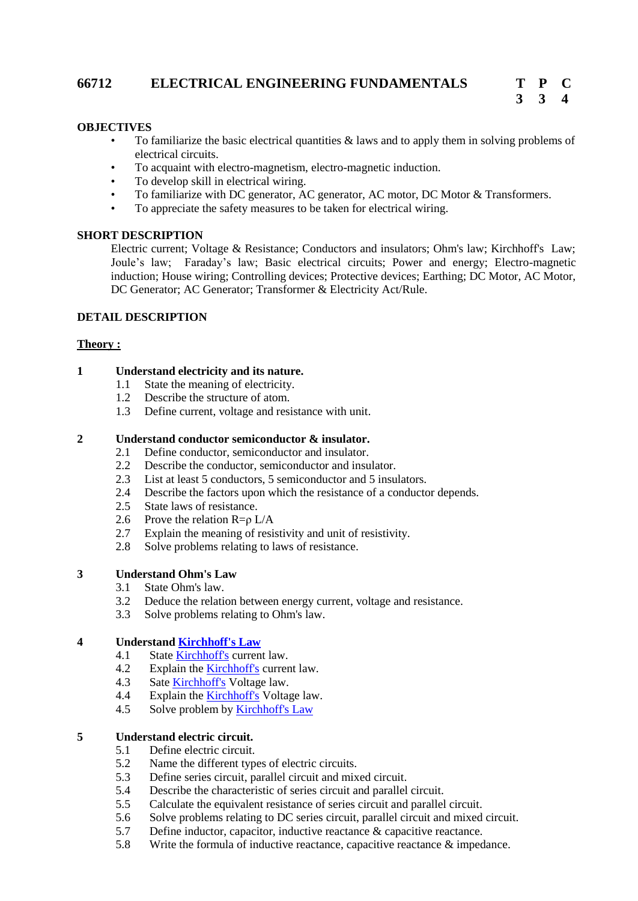**66712 ELECTRICAL ENGINEERING FUNDAMENTALS**

| T | P | C |
|---|---|---|
| 3 | 3 | 4 |

## OBJECTIVES

- To familiarize the basic electrical quantities & laws and to apply them in solving problems of electrical circuits.
- To acquaint with electro-magnetism, electro-magnetic induction.
- To develop skill in electrical wiring.
- To familiarize with DC generator, AC generator, AC motor, DC Motor & Transformers.
- To appreciate the safety measures to be taken for electrical wiring.

## SHORT DESCRIPTION

Electric current; Voltage & Resistance; Conductors and insulators; Ohm's law; Kirchhoff's Law; Joule's law; Faraday's law; Basic electrical circuits; Power and energy; Electro-magnetic induction; House wiring; Controlling devices; Protective devices; Earthing; DC Motor, AC Motor, DC Generator; AC Generator; Transformer & Electricity Act/Rule.

## DETAIL DESCRIPTION

### Theory :

**1 Understand electricity and its nature.**

1.1 State the meaning of electricity.
1.2 Describe the structure of atom.
1.3 Define current, voltage and resistance with unit.

**2 Understand conductor semiconductor & insulator.**

2.1 Define conductor, semiconductor and insulator.
2.2 Describe the conductor, semiconductor and insulator.
2.3 List at least 5 conductors, 5 semiconductor and 5 insulators.
2.4 Describe the factors upon which the resistance of a conductor depends.
2.5 State laws of resistance.
2.6 Prove the relation $R=\rho L/A$
2.7 Explain the meaning of resistivity and unit of resistivity.
2.8 Solve problems relating to laws of resistance.

**3 Understand Ohm's Law**

3.1 State Ohm's law.
3.2 Deduce the relation between energy current, voltage and resistance.
3.3 Solve problems relating to Ohm's law.

**4 Understand Kirchhoff's Law**

4.1 State Kirchhoff's current law.
4.2 Explain the Kirchhoff's current law.
4.3 Sate Kirchhoff's Voltage law.
4.4 Explain the Kirchhoff's Voltage law.
4.5 Solve problem by Kirchhoff's Law

**5 Understand electric circuit.**

5.1 Define electric circuit.
5.2 Name the different types of electric circuits.
5.3 Define series circuit, parallel circuit and mixed circuit.
5.4 Describe the characteristic of series circuit and parallel circuit.
5.5 Calculate the equivalent resistance of series circuit and parallel circuit.
5.6 Solve problems relating to DC series circuit, parallel circuit and mixed circuit.
5.7 Define inductor, capacitor, inductive reactance & capacitive reactance.
5.8 Write the formula of inductive reactance, capacitive reactance & impedance.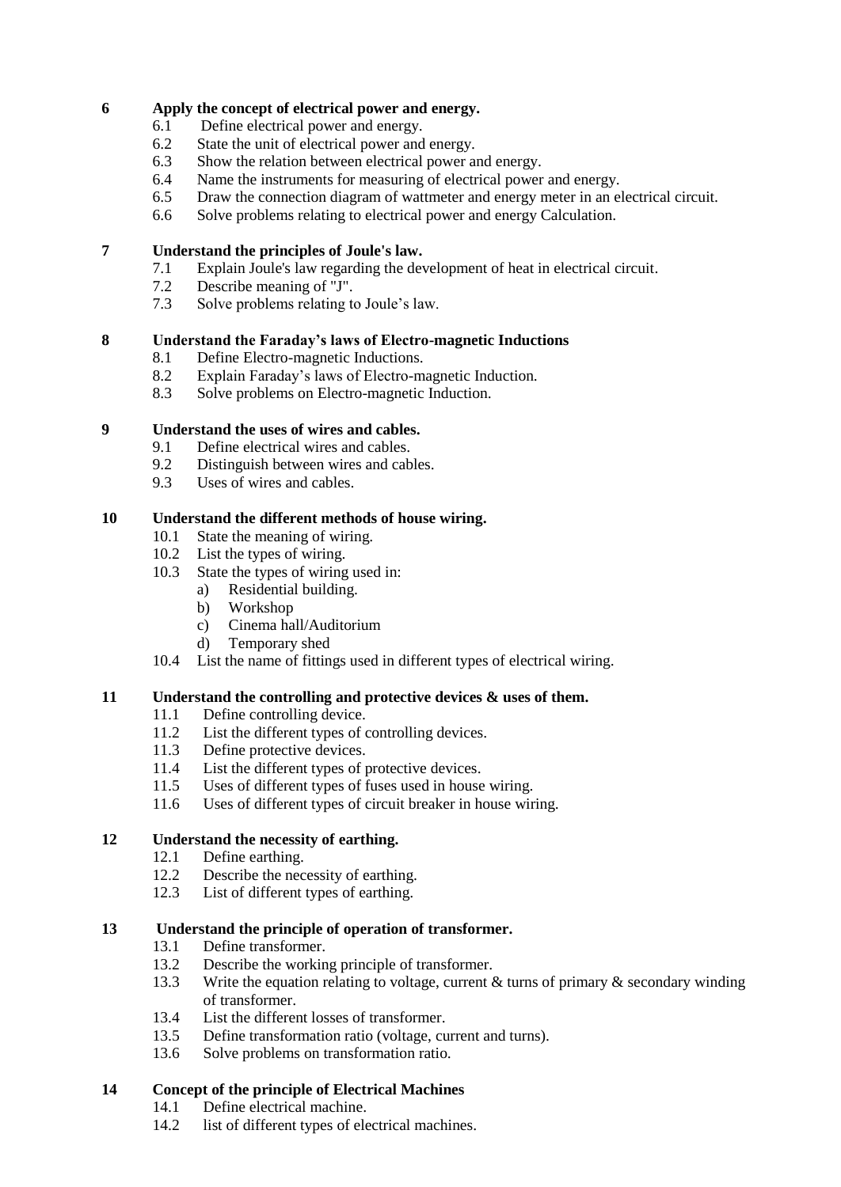**6 Apply the concept of electrical power and energy.**

- 6.1 Define electrical power and energy.
- 6.2 State the unit of electrical power and energy.
- 6.3 Show the relation between electrical power and energy.
- 6.4 Name the instruments for measuring of electrical power and energy.
- 6.5 Draw the connection diagram of wattmeter and energy meter in an electrical circuit.
- 6.6 Solve problems relating to electrical power and energy Calculation.

**7 Understand the principles of Joule's law.**

- 7.1 Explain Joule's law regarding the development of heat in electrical circuit.
- 7.2 Describe meaning of "J".
- 7.3 Solve problems relating to Joule's law.

**8 Understand the Faraday's laws of Electro-magnetic Inductions**

- 8.1 Define Electro-magnetic Inductions.
- 8.2 Explain Faraday's laws of Electro-magnetic Induction.
- 8.3 Solve problems on Electro-magnetic Induction.

**9 Understand the uses of wires and cables.**

- 9.1 Define electrical wires and cables.
- 9.2 Distinguish between wires and cables.
- 9.3 Uses of wires and cables.

**10 Understand the different methods of house wiring.**

- 10.1 State the meaning of wiring.
- 10.2 List the types of wiring.
- 10.3 State the types of wiring used in:
  - a) Residential building.
  - b) Workshop
  - c) Cinema hall/Auditorium
  - d) Temporary shed
- 10.4 List the name of fittings used in different types of electrical wiring.

**11 Understand the controlling and protective devices & uses of them.**

- 11.1 Define controlling device.
- 11.2 List the different types of controlling devices.
- 11.3 Define protective devices.
- 11.4 List the different types of protective devices.
- 11.5 Uses of different types of fuses used in house wiring.
- 11.6 Uses of different types of circuit breaker in house wiring.

**12 Understand the necessity of earthing.**

- 12.1 Define earthing.
- 12.2 Describe the necessity of earthing.
- 12.3 List of different types of earthing.

**13 Understand the principle of operation of transformer.**

- 13.1 Define transformer.
- 13.2 Describe the working principle of transformer.
- 13.3 Write the equation relating to voltage, current & turns of primary & secondary winding of transformer.
- 13.4 List the different losses of transformer.
- 13.5 Define transformation ratio (voltage, current and turns).
- 13.6 Solve problems on transformation ratio.

**14 Concept of the principle of Electrical Machines**

- 14.1 Define electrical machine.
- 14.2 list of different types of electrical machines.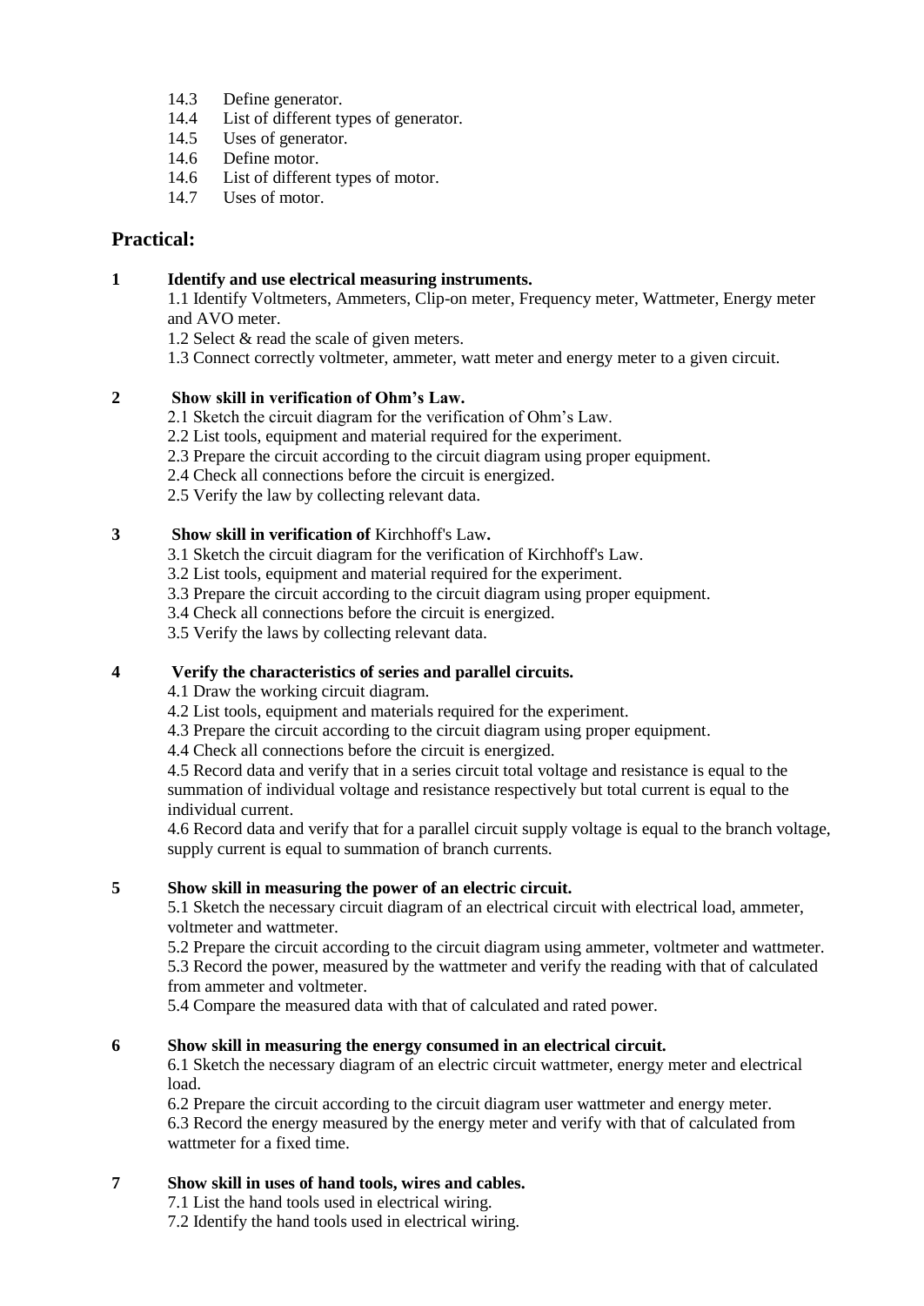14.3 Define generator.
14.4 List of different types of generator.
14.5 Uses of generator.
14.6 Define motor.
14.6 List of different types of motor.
14.7 Uses of motor.

## Practical:

**1 Identify and use electrical measuring instruments.**

1.1 Identify Voltmeters, Ammeters, Clip-on meter, Frequency meter, Wattmeter, Energy meter and AVO meter.
1.2 Select & read the scale of given meters.
1.3 Connect correctly voltmeter, ammeter, watt meter and energy meter to a given circuit.

**2 Show skill in verification of Ohm's Law.**

2.1 Sketch the circuit diagram for the verification of Ohm's Law.
2.2 List tools, equipment and material required for the experiment.
2.3 Prepare the circuit according to the circuit diagram using proper equipment.
2.4 Check all connections before the circuit is energized.
2.5 Verify the law by collecting relevant data.

**3 Show skill in verification of** Kirchhoff's Law**.**

3.1 Sketch the circuit diagram for the verification of Kirchhoff's Law.
3.2 List tools, equipment and material required for the experiment.
3.3 Prepare the circuit according to the circuit diagram using proper equipment.
3.4 Check all connections before the circuit is energized.
3.5 Verify the laws by collecting relevant data.

**4 Verify the characteristics of series and parallel circuits.**

4.1 Draw the working circuit diagram.
4.2 List tools, equipment and materials required for the experiment.
4.3 Prepare the circuit according to the circuit diagram using proper equipment.
4.4 Check all connections before the circuit is energized.
4.5 Record data and verify that in a series circuit total voltage and resistance is equal to the summation of individual voltage and resistance respectively but total current is equal to the individual current.
4.6 Record data and verify that for a parallel circuit supply voltage is equal to the branch voltage, supply current is equal to summation of branch currents.

**5 Show skill in measuring the power of an electric circuit.**

5.1 Sketch the necessary circuit diagram of an electrical circuit with electrical load, ammeter, voltmeter and wattmeter.
5.2 Prepare the circuit according to the circuit diagram using ammeter, voltmeter and wattmeter.
5.3 Record the power, measured by the wattmeter and verify the reading with that of calculated from ammeter and voltmeter.
5.4 Compare the measured data with that of calculated and rated power.

**6 Show skill in measuring the energy consumed in an electrical circuit.**

6.1 Sketch the necessary diagram of an electric circuit wattmeter, energy meter and electrical load.
6.2 Prepare the circuit according to the circuit diagram user wattmeter and energy meter.
6.3 Record the energy measured by the energy meter and verify with that of calculated from wattmeter for a fixed time.

**7 Show skill in uses of hand tools, wires and cables.**

7.1 List the hand tools used in electrical wiring.
7.2 Identify the hand tools used in electrical wiring.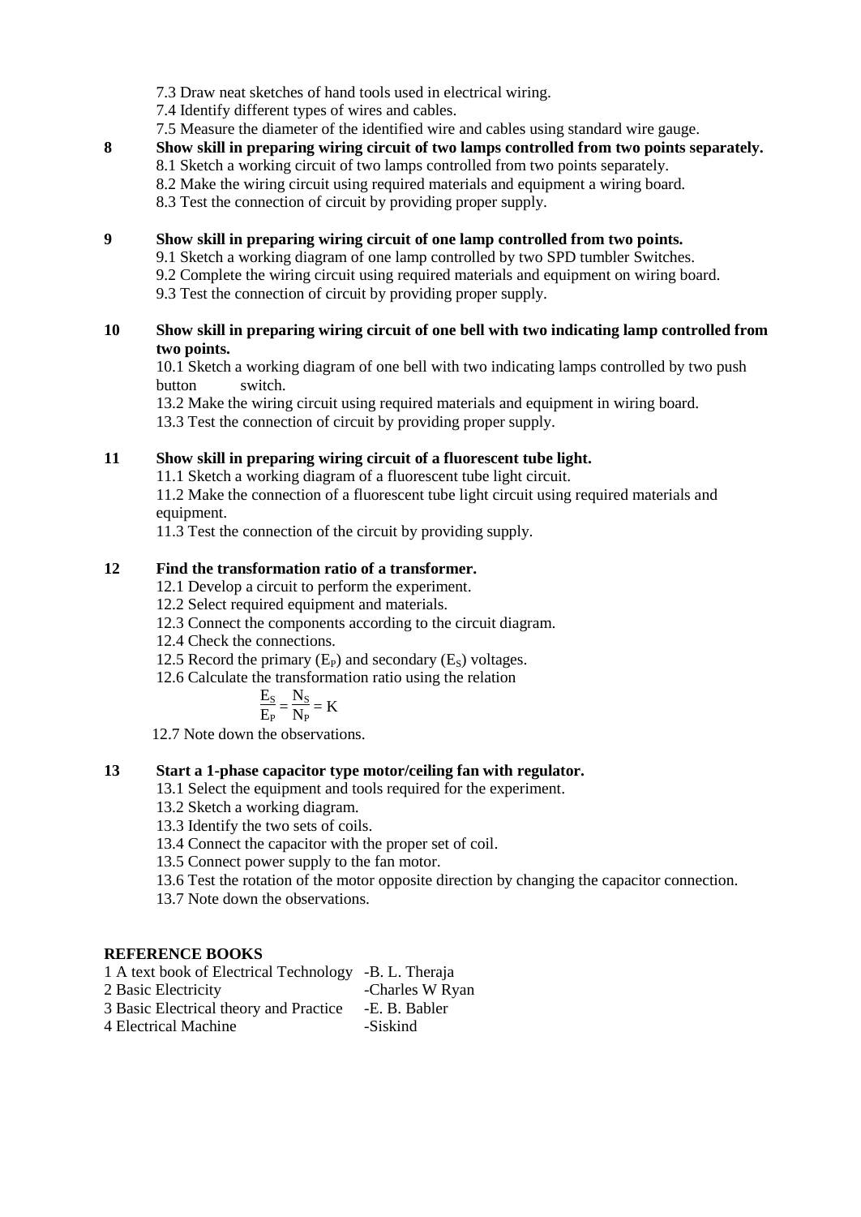7.3 Draw neat sketches of hand tools used in electrical wiring.

7.4 Identify different types of wires and cables.

7.5 Measure the diameter of the identified wire and cables using standard wire gauge.

**8 Show skill in preparing wiring circuit of two lamps controlled from two points separately.**

8.1 Sketch a working circuit of two lamps controlled from two points separately.

8.2 Make the wiring circuit using required materials and equipment a wiring board.

8.3 Test the connection of circuit by providing proper supply.

**9 Show skill in preparing wiring circuit of one lamp controlled from two points.**

9.1 Sketch a working diagram of one lamp controlled by two SPD tumbler Switches.

9.2 Complete the wiring circuit using required materials and equipment on wiring board.

9.3 Test the connection of circuit by providing proper supply.

**10 Show skill in preparing wiring circuit of one bell with two indicating lamp controlled from two points.**

10.1 Sketch a working diagram of one bell with two indicating lamps controlled by two push button switch.

13.2 Make the wiring circuit using required materials and equipment in wiring board.

13.3 Test the connection of circuit by providing proper supply.

**11 Show skill in preparing wiring circuit of a fluorescent tube light.**

11.1 Sketch a working diagram of a fluorescent tube light circuit.

11.2 Make the connection of a fluorescent tube light circuit using required materials and equipment.

11.3 Test the connection of the circuit by providing supply.

**12 Find the transformation ratio of a transformer.**

12.1 Develop a circuit to perform the experiment.

12.2 Select required equipment and materials.

12.3 Connect the components according to the circuit diagram.

12.4 Check the connections.

12.5 Record the primary ($E_P$) and secondary ($E_S$) voltages.

12.6 Calculate the transformation ratio using the relation

$$\frac{E_S}{E_P} = \frac{N_S}{N_P} = K$$

12.7 Note down the observations.

**13 Start a 1-phase capacitor type motor/ceiling fan with regulator.**

13.1 Select the equipment and tools required for the experiment.

13.2 Sketch a working diagram.

13.3 Identify the two sets of coils.

13.4 Connect the capacitor with the proper set of coil.

13.5 Connect power supply to the fan motor.

13.6 Test the rotation of the motor opposite direction by changing the capacitor connection.

13.7 Note down the observations.

**REFERENCE BOOKS**

1 A text book of Electrical Technology -B. L. Theraja

2 Basic Electricity -Charles W Ryan

3 Basic Electrical theory and Practice -E. B. Babler

4 Electrical Machine -Siskind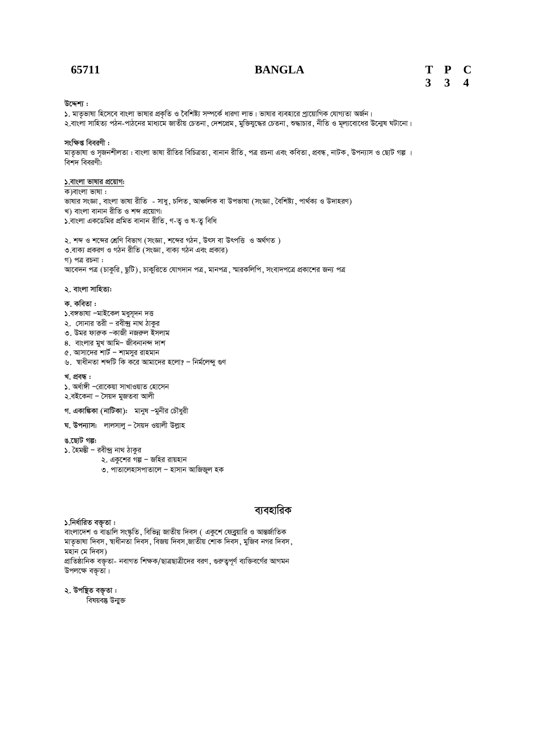**65711 BANGLA**

| T | P | C |
|---|---|---|
| 3 | 3 | 4 |

**উদ্দেশ্য :**

১. মাতৃভাষা হিসেবে বাংলা ভাষার প্রকৃতি ও বৈশিষ্ট্য সম্পর্কে ধারণা লাভ। ভাষার ব্যবহারে প্রায়োগিক যোগ্যতা অর্জন।
২.বাংলা সাহিত্য পঠন-পাঠনের মাধ্যমে জাতীয় চেতনা, দেশপ্রেম, মুক্তিযুদ্ধের চেতনা, শুদ্ধাচার, নীতি ও মূল্যবোধের উন্মেষ ঘটানো।

**সংক্ষিপ্ত বিবরণী :**

মাতৃভাষা ও সৃজনশীলতা : বাংলা ভাষা রীতির বিচিত্রতা, বানান রীতি, পত্র রচনা এবং কবিতা, প্রবন্ধ, নাটক, উপন্যাস ও ছোট গল্প ।
বিশদ বিবরণী:

**১.বাংলা ভাষার প্রয়োগ:**

ক)বাংলা ভাষা :
ভাষার সংজ্ঞা, বাংলা ভাষা রীতি - সাধু, চলিত, আঞ্চলিক বা উপভাষা (সংজ্ঞা, বৈশিষ্ট্য, পার্থক্য ও উদাহরণ)
খ) বাংলা বানান রীতি ও শব্দ প্রয়োগ:
১.বাংলা একাডেমির প্রমিত বানান রীতি, ণ-ত্ব ও ষ-ত্ব বিধি

২. শব্দ ও শব্দের শ্রেণি বিভাগ (সংজ্ঞা, শব্দের গঠন, উৎস বা উৎপত্তি ও অর্থগত )
৩.বাক্য প্রকরণ ও গঠন রীতি (সংজ্ঞা, বাক্য গঠন এবং প্রকার)
গ) পত্র রচনা :
আবেদন পত্র (চাকুরি, ছুটি), চাকুরিতে যোগদান পত্র, মানপত্র, স্মারকলিপি, সংবাদপত্রে প্রকাশের জন্য পত্র

**২. বাংলা সাহিত্য:**

**ক. কবিতা :**

১.বঙ্গভাষা –মাইকেল মধুসূদন দত্ত
২. সোনার তরী – রবীন্দ্র নাথ ঠাকুর
৩. উমর ফারুক –কাজী নজরুল ইসলাম
৪. বাংলার মুখ আমি– জীবনানন্দ দাশ
৫. আসাদের শার্ট – শামসুর রাহমান
৬. স্বাধীনতা শব্দটি কি করে আমাদের হলো? – নির্মলেন্দু গুণ

**খ. প্রবন্ধ :**

১. অর্ধাঙ্গী –রোকেয়া সাখাওয়াত হোসেন
২.বইকেনা – সৈয়দ মুজতবা আলী

**গ. একাঙ্কিকা (নাটিকা):** মানুষ –মুনীর চৌধুরী

**ঘ. উপন্যাস:** লালসালু – সৈয়দ ওয়ালী উল্লাহ

**ঙ.ছোট গল্প:**

১. হৈমন্তী – রবীন্দ্র নাথ ঠাকুর
২. একুশের গল্প – জহির রায়হান
৩. পাতালেহাসপাতালে – হাসান আজিজুল হক

## ব্যবহারিক

**১.নির্ধারিত বক্তৃতা :**

বাংলাদেশ ও বাঙালি সংস্কৃতি, বিভিন্ন জাতীয় দিবস ( একুশে ফেব্রুয়ারি ও আন্তর্জাতিক মাতৃভাষা দিবস, স্বাধীনতা দিবস, বিজয় দিবস,জাতীয় শোক দিবস, মুজিব নগর দিবস, মহান মে দিবস)
প্রাতিষ্ঠানিক বক্তৃতা- নবাগত শিক্ষক/ছাত্রছাত্রীদের বরণ, গুরুত্বপূর্ণ ব্যক্তিবর্গের আগমন উপলক্ষে বক্তৃতা।

**২. উপস্থিত বক্তৃতা :**

বিষয়বস্তু উন্মুক্ত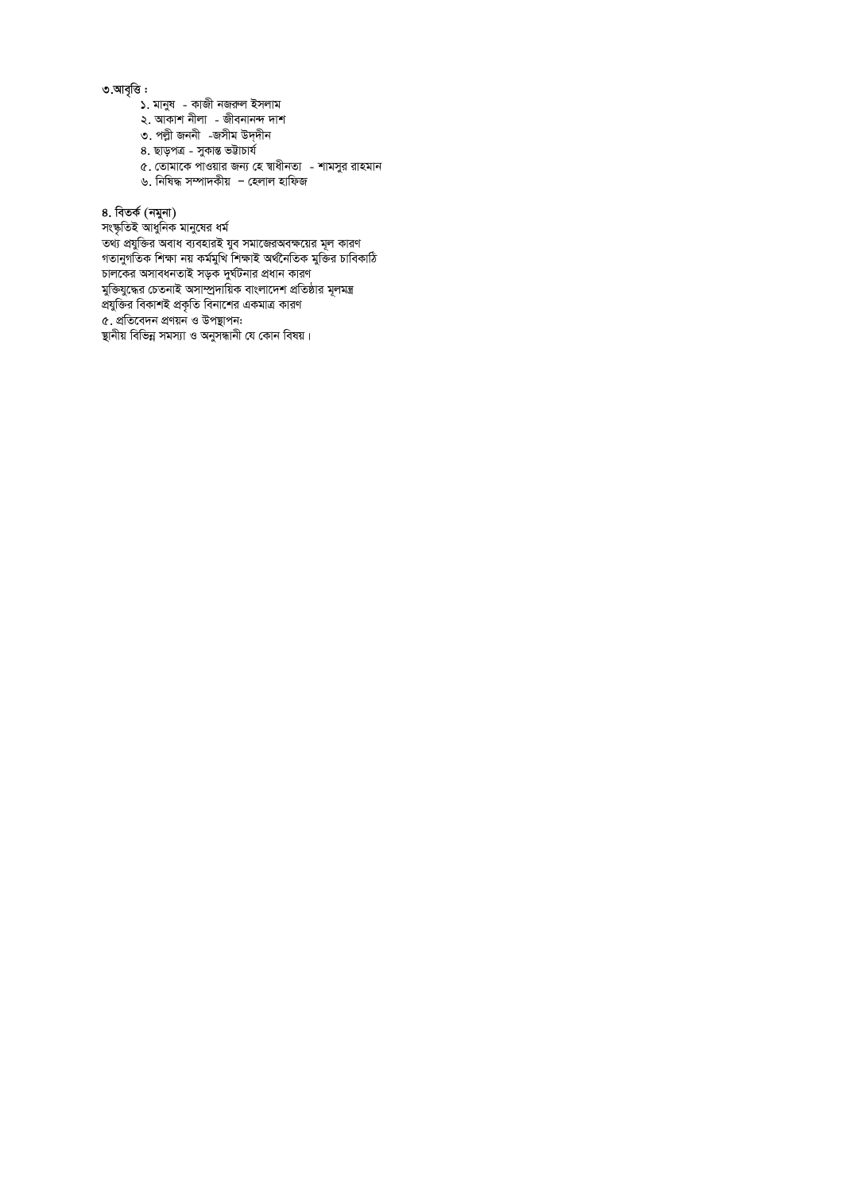৩.আবৃত্তি :

১. মানুষ - কাজী নজরুল ইসলাম
২. আকাশ নীলা - জীবনানন্দ দাশ
৩. পল্লী জননী -জসীম উদ্দীন
৪. ছাড়পত্র - সুকান্ত ভট্টাচার্য
৫. তোমাকে পাওয়ার জন্য হে স্বাধীনতা - শামসুর রাহমান
৬. নিষিদ্ধ সম্পাদকীয় – হেলাল হাফিজ

৪. বিতর্ক (নমুনা)

সংস্কৃতিই আধুনিক মানুষের ধর্ম
তথ্য প্রযুক্তির অবাধ ব্যবহারই যুব সমাজেরঅবক্ষয়ের মূল কারণ
গতানুগতিক শিক্ষা নয় কর্মমুখি শিক্ষাই অর্থনৈতিক মুক্তির চাবিকাঠি
চালকের অসাবধনতাই সড়ক দুর্ঘটনার প্রধান কারণ
মুক্তিযুদ্ধের চেতনাই অসাম্প্রদায়িক বাংলাদেশ প্রতিষ্ঠার মূলমন্ত্র
প্রযুক্তির বিকাশই প্রকৃতি বিনাশের একমাত্র কারণ

৫. প্রতিবেদন প্রণয়ন ও উপস্থাপন:

স্থানীয় বিভিন্ন সমস্যা ও অনুসন্ধানী যে কোন বিষয়।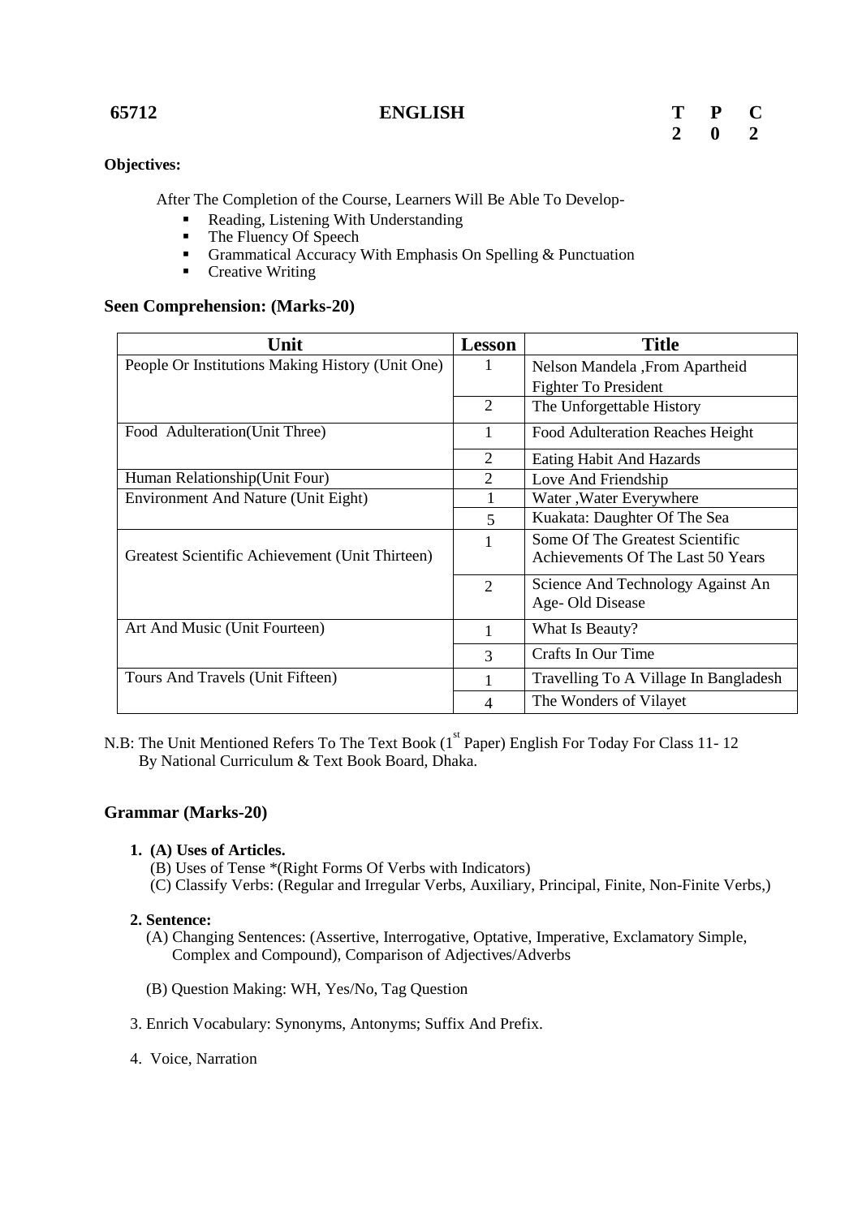**65712** **ENGLISH**

| T | P | C |
|---|---|---|
| 2 | 0 | 2 |

**Objectives:**

After The Completion of the Course, Learners Will Be Able To Develop-

- Reading, Listening With Understanding
- The Fluency Of Speech
- Grammatical Accuracy With Emphasis On Spelling & Punctuation
- Creative Writing

### Seen Comprehension: (Marks-20)

| Unit | Lesson | Title |
|---|---|---|
| People Or Institutions Making History (Unit One) | 1 | Nelson Mandela ,From Apartheid Fighter To President |
| | 2 | The Unforgettable History |
| Food Adulteration(Unit Three) | 1 | Food Adulteration Reaches Height |
| | 2 | Eating Habit And Hazards |
| Human Relationship(Unit Four) | 2 | Love And Friendship |
| Environment And Nature (Unit Eight) | 1 | Water ,Water Everywhere |
| | 5 | Kuakata: Daughter Of The Sea |
| Greatest Scientific Achievement (Unit Thirteen) | 1 | Some Of The Greatest Scientific Achievements Of The Last 50 Years |
| | 2 | Science And Technology Against An Age- Old Disease |
| Art And Music (Unit Fourteen) | 1 | What Is Beauty? |
| | 3 | Crafts In Our Time |
| Tours And Travels (Unit Fifteen) | 1 | Travelling To A Village In Bangladesh |
| | 4 | The Wonders of Vilayet |

N.B: The Unit Mentioned Refers To The Text Book (1st Paper) English For Today For Class 11- 12 By National Curriculum & Text Book Board, Dhaka.

### Grammar (Marks-20)

1. **(A) Uses of Articles.**
   (B) Uses of Tense *(Right Forms Of Verbs with Indicators)
   (C) Classify Verbs: (Regular and Irregular Verbs, Auxiliary, Principal, Finite, Non-Finite Verbs,)

2. **Sentence:**
   (A) Changing Sentences: (Assertive, Interrogative, Optative, Imperative, Exclamatory Simple, Complex and Compound), Comparison of Adjectives/Adverbs

   (B) Question Making: WH, Yes/No, Tag Question

3. Enrich Vocabulary: Synonyms, Antonyms; Suffix And Prefix.

4. Voice, Narration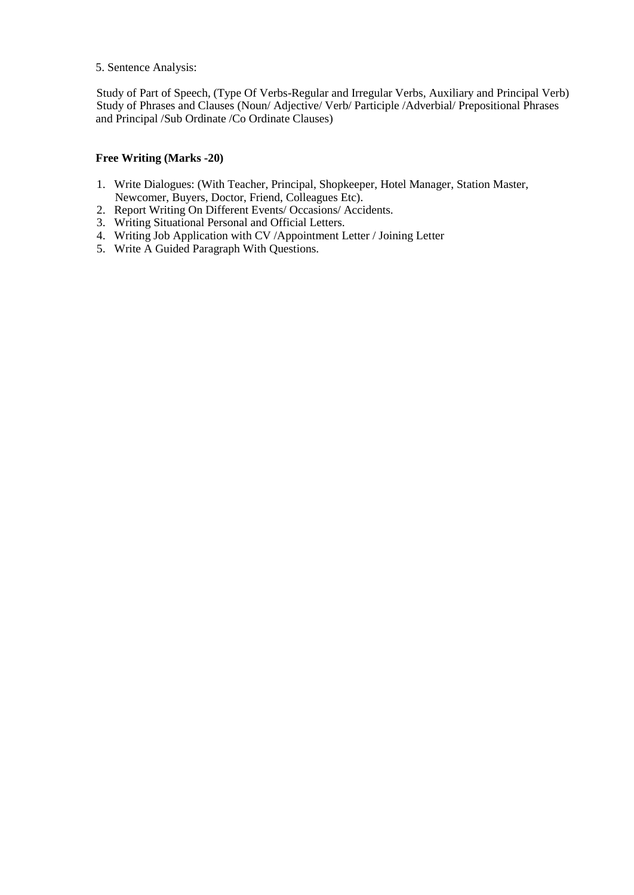5. Sentence Analysis:

Study of Part of Speech, (Type Of Verbs-Regular and Irregular Verbs, Auxiliary and Principal Verb) Study of Phrases and Clauses (Noun/ Adjective/ Verb/ Participle /Adverbial/ Prepositional Phrases and Principal /Sub Ordinate /Co Ordinate Clauses)

**Free Writing (Marks -20)**

1. Write Dialogues: (With Teacher, Principal, Shopkeeper, Hotel Manager, Station Master, Newcomer, Buyers, Doctor, Friend, Colleagues Etc).
2. Report Writing On Different Events/ Occasions/ Accidents.
3. Writing Situational Personal and Official Letters.
4. Writing Job Application with CV /Appointment Letter / Joining Letter
5. Write A Guided Paragraph With Questions.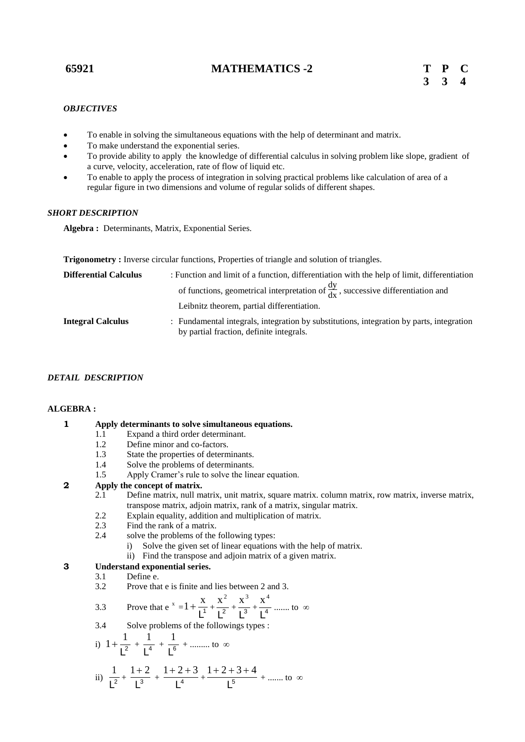**65921** **MATHEMATICS -2**

| T | P | C |
|---|---|---|
| 3 | 3 | 4 |

***OBJECTIVES***

- To enable in solving the simultaneous equations with the help of determinant and matrix.
- To make understand the exponential series.
- To provide ability to apply the knowledge of differential calculus in solving problem like slope, gradient of a curve, velocity, acceleration, rate of flow of liquid etc.
- To enable to apply the process of integration in solving practical problems like calculation of area of a regular figure in two dimensions and volume of regular solids of different shapes.

***SHORT DESCRIPTION***

**Algebra :** Determinants, Matrix, Exponential Series.

**Trigonometry :** Inverse circular functions, Properties of triangle and solution of triangles.

**Differential Calculus** : Function and limit of a function, differentiation with the help of limit, differentiation of functions, geometrical interpretation of $\frac{dy}{dx}$, successive differentiation and Leibnitz theorem, partial differentiation.

**Integral Calculus** : Fundamental integrals, integration by substitutions, integration by parts, integration by partial fraction, definite integrals.

***DETAIL DESCRIPTION***

**ALGEBRA :**

**1 Apply determinants to solve simultaneous equations.**

- 1.1 Expand a third order determinant.
- 1.2 Define minor and co-factors.
- 1.3 State the properties of determinants.
- 1.4 Solve the problems of determinants.
- 1.5 Apply Cramer's rule to solve the linear equation.

**2 Apply the concept of matrix.**

- 2.1 Define matrix, null matrix, unit matrix, square matrix. column matrix, row matrix, inverse matrix, transpose matrix, adjoin matrix, rank of a matrix, singular matrix.
- 2.2 Explain equality, addition and multiplication of matrix.
- 2.3 Find the rank of a matrix.
- 2.4 solve the problems of the following types:
  - i) Solve the given set of linear equations with the help of matrix.
  - ii) Find the transpose and adjoin matrix of a given matrix.

**3 Understand exponential series.**

- 3.1 Define e.
- 3.2 Prove that e is finite and lies between 2 and 3.
- 3.3 Prove that $e^x = 1 + \frac{x}{\lfloor 1} + \frac{x^2}{\lfloor 2} + \frac{x^3}{\lfloor 3} + \frac{x^4}{\lfloor 4}$ ....... to $\infty$
- 3.4 Solve problems of the followings types :

i) $1 + \frac{1}{\lfloor 2} + \frac{1}{\lfloor 4} + \frac{1}{\lfloor 6} + \ldots\ldots\ldots$ to $\infty$

ii) $\frac{1}{\lfloor 2} + \frac{1+2}{\lfloor 3} + \frac{1+2+3}{\lfloor 4} + \frac{1+2+3+4}{\lfloor 5} + \ldots\ldots\ldots$ to $\infty$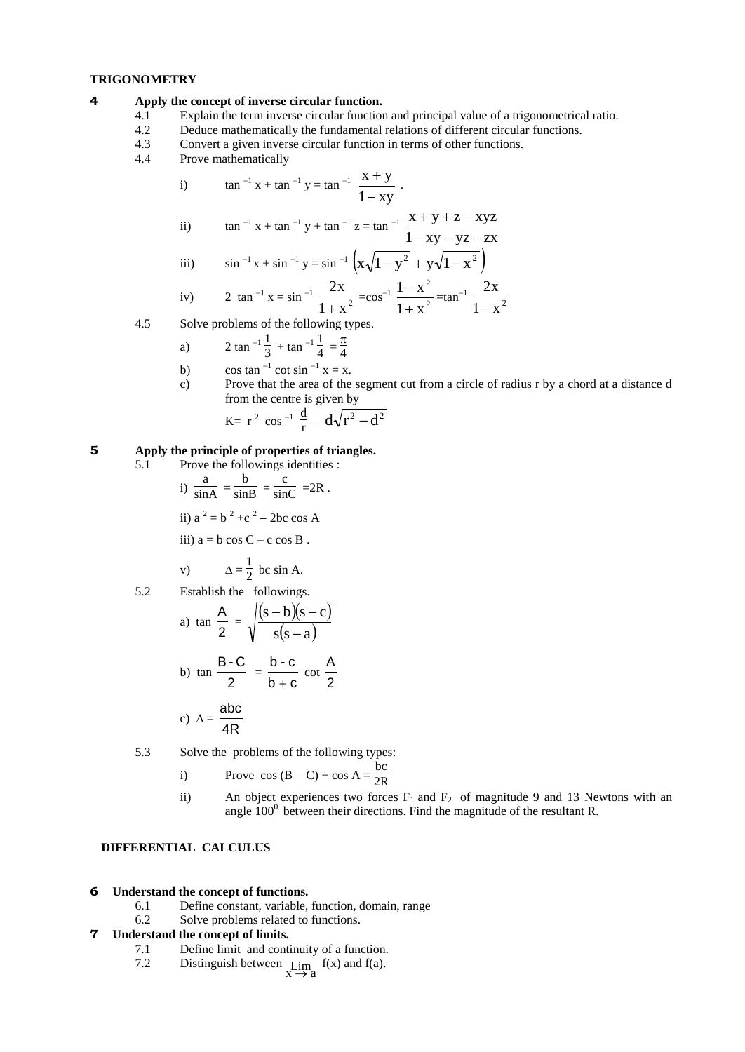**TRIGONOMETRY**

**4 Apply the concept of inverse circular function.**

4.1 Explain the term inverse circular function and principal value of a trigonometrical ratio.

4.2 Deduce mathematically the fundamental relations of different circular functions.

4.3 Convert a given inverse circular function in terms of other functions.

4.4 Prove mathematically

i) $\tan^{-1} x + \tan^{-1} y = \tan^{-1} \dfrac{x+y}{1-xy}$ .

ii) $\tan^{-1} x + \tan^{-1} y + \tan^{-1} z = \tan^{-1} \dfrac{x+y+z-xyz}{1-xy-yz-zx}$

iii) $\sin^{-1} x + \sin^{-1} y = \sin^{-1} \left( x\sqrt{1-y^2} + y\sqrt{1-x^2} \right)$

iv) $2 \tan^{-1} x = \sin^{-1} \dfrac{2x}{1+x^2} = \cos^{-1} \dfrac{1-x^2}{1+x^2} = \tan^{-1} \dfrac{2x}{1-x^2}$

4.5 Solve problems of the following types.

a) $2 \tan^{-1} \frac{1}{3} + \tan^{-1} \frac{1}{4} = \frac{\pi}{4}$

b) $\cos \tan^{-1} \cot \sin^{-1} x = x$.

c) Prove that the area of the segment cut from a circle of radius r by a chord at a distance d from the centre is given by

$K = r^2 \cos^{-1} \frac{d}{r} - d\sqrt{r^2 - d^2}$

**5 Apply the principle of properties of triangles.**

5.1 Prove the followings identities :

i) $\dfrac{a}{\sin A} = \dfrac{b}{\sin B} = \dfrac{c}{\sin C} = 2R$ .

ii) $a^2 = b^2 + c^2 - 2bc \cos A$

iii) $a = b \cos C - c \cos B$ .

v) $\Delta = \frac{1}{2}\, bc \sin A$.

5.2 Establish the followings.

a) $\tan \dfrac{A}{2} = \sqrt{\dfrac{(s-b)(s-c)}{s(s-a)}}$

b) $\tan \dfrac{B-C}{2} = \dfrac{b-c}{b+c} \cot \dfrac{A}{2}$

c) $\Delta = \dfrac{abc}{4R}$

5.3 Solve the problems of the following types:

i) Prove $\cos(B-C) + \cos A = \dfrac{bc}{2R}$

ii) An object experiences two forces $F_1$ and $F_2$ of magnitude 9 and 13 Newtons with an angle $100^0$ between their directions. Find the magnitude of the resultant R.

**DIFFERENTIAL CALCULUS**

**6 Understand the concept of functions.**

6.1 Define constant, variable, function, domain, range

6.2 Solve problems related to functions.

**7 Understand the concept of limits.**

7.1 Define limit and continuity of a function.

7.2 Distinguish between $\lim\limits_{x \to a} f(x)$ and $f(a)$.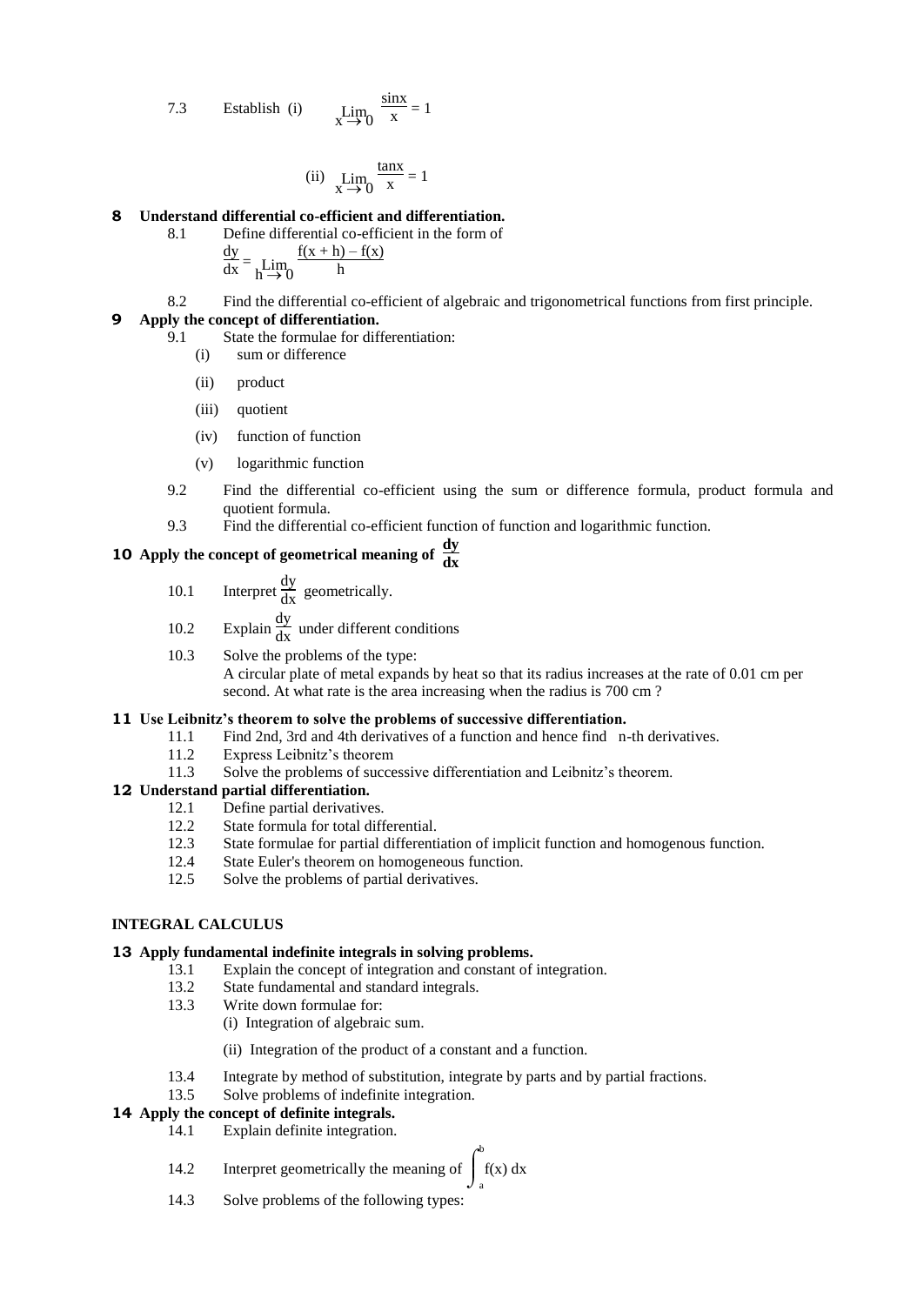7.3 Establish (i) $\lim_{x \to 0} \frac{\sin x}{x} = 1$

(ii) $\lim_{x \to 0} \frac{\tan x}{x} = 1$

**8 Understand differential co-efficient and differentiation.**

8.1 Define differential co-efficient in the form of $\frac{dy}{dx} = \lim_{h \to 0} \frac{f(x+h) - f(x)}{h}$

8.2 Find the differential co-efficient of algebraic and trigonometrical functions from first principle.

**9 Apply the concept of differentiation.**

9.1 State the formulae for differentiation:

(i) sum or difference

(ii) product

(iii) quotient

(iv) function of function

(v) logarithmic function

9.2 Find the differential co-efficient using the sum or difference formula, product formula and quotient formula.

9.3 Find the differential co-efficient function of function and logarithmic function.

**10 Apply the concept of geometrical meaning of $\frac{dy}{dx}$**

10.1 Interpret $\frac{dy}{dx}$ geometrically.

10.2 Explain $\frac{dy}{dx}$ under different conditions

10.3 Solve the problems of the type:
A circular plate of metal expands by heat so that its radius increases at the rate of 0.01 cm per second. At what rate is the area increasing when the radius is 700 cm ?

**11 Use Leibnitz's theorem to solve the problems of successive differentiation.**

11.1 Find 2nd, 3rd and 4th derivatives of a function and hence find n-th derivatives.

11.2 Express Leibnitz's theorem

11.3 Solve the problems of successive differentiation and Leibnitz's theorem.

**12 Understand partial differentiation.**

12.1 Define partial derivatives.

12.2 State formula for total differential.

12.3 State formulae for partial differentiation of implicit function and homogenous function.

12.4 State Euler's theorem on homogeneous function.

12.5 Solve the problems of partial derivatives.

**INTEGRAL CALCULUS**

**13 Apply fundamental indefinite integrals in solving problems.**

13.1 Explain the concept of integration and constant of integration.

13.2 State fundamental and standard integrals.

13.3 Write down formulae for:

(i) Integration of algebraic sum.

(ii) Integration of the product of a constant and a function.

13.4 Integrate by method of substitution, integrate by parts and by partial fractions.

13.5 Solve problems of indefinite integration.

**14 Apply the concept of definite integrals.**

14.1 Explain definite integration.

14.2 Interpret geometrically the meaning of $\int_a^b f(x)\,dx$

14.3 Solve problems of the following types: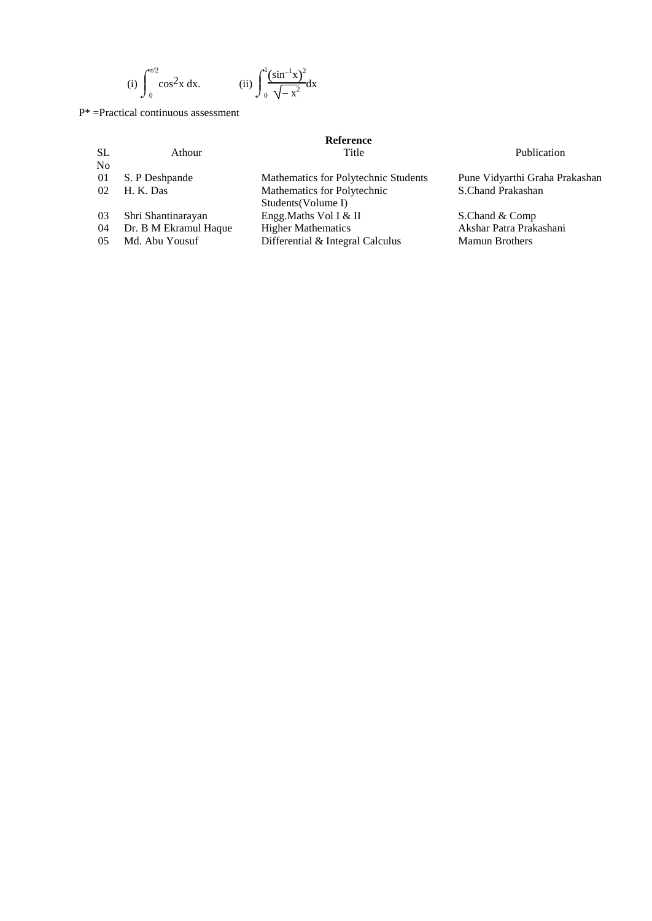(i) $\int_{0}^{\pi/2} \cos^2 x \, dx.$ (ii) $\int_{0}^{1} \frac{(\sin^{-1}x)^2}{\sqrt{-x^2}} dx$

P* =Practical continuous assessment

**Reference**

| SL No | Athour | Title | Publication |
|---|---|---|---|
| 01 | S. P Deshpande | Mathematics for Polytechnic Students | Pune Vidyarthi Graha Prakashan |
| 02 | H. K. Das | Mathematics for Polytechnic Students(Volume I) | S.Chand Prakashan |
| 03 | Shri Shantinarayan | Engg.Maths Vol I & II | S.Chand & Comp |
| 04 | Dr. B M Ekramul Haque | Higher Mathematics | Akshar Patra Prakashani |
| 05 | Md. Abu Yousuf | Differential & Integral Calculus | Mamun Brothers |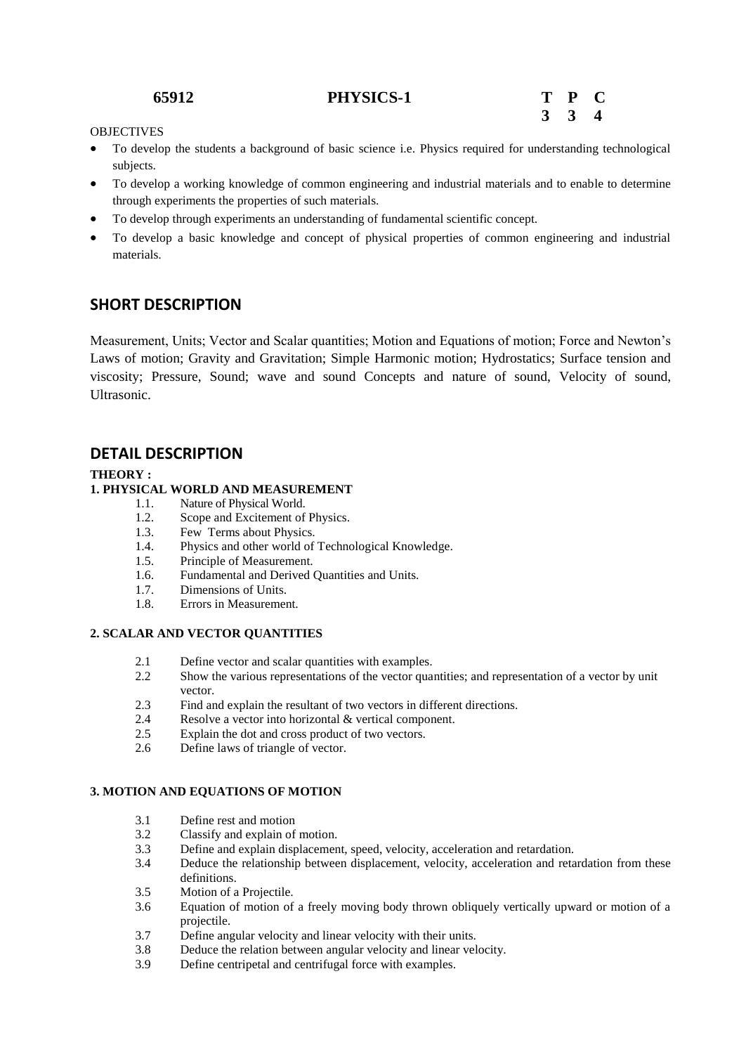| 65912 | PHYSICS-1 | T P C |
|---|---|---|
| | | 3 3 4 |

OBJECTIVES

- To develop the students a background of basic science i.e. Physics required for understanding technological subjects.
- To develop a working knowledge of common engineering and industrial materials and to enable to determine through experiments the properties of such materials.
- To develop through experiments an understanding of fundamental scientific concept.
- To develop a basic knowledge and concept of physical properties of common engineering and industrial materials.

## SHORT DESCRIPTION

Measurement, Units; Vector and Scalar quantities; Motion and Equations of motion; Force and Newton's Laws of motion; Gravity and Gravitation; Simple Harmonic motion; Hydrostatics; Surface tension and viscosity; Pressure, Sound; wave and sound Concepts and nature of sound, Velocity of sound, Ultrasonic.

## DETAIL DESCRIPTION

**THEORY :**

**1. PHYSICAL WORLD AND MEASUREMENT**

1.1. Nature of Physical World.
1.2. Scope and Excitement of Physics.
1.3. Few Terms about Physics.
1.4. Physics and other world of Technological Knowledge.
1.5. Principle of Measurement.
1.6. Fundamental and Derived Quantities and Units.
1.7. Dimensions of Units.
1.8. Errors in Measurement.

**2. SCALAR AND VECTOR QUANTITIES**

2.1 Define vector and scalar quantities with examples.
2.2 Show the various representations of the vector quantities; and representation of a vector by unit vector.
2.3 Find and explain the resultant of two vectors in different directions.
2.4 Resolve a vector into horizontal & vertical component.
2.5 Explain the dot and cross product of two vectors.
2.6 Define laws of triangle of vector.

**3. MOTION AND EQUATIONS OF MOTION**

3.1 Define rest and motion
3.2 Classify and explain of motion.
3.3 Define and explain displacement, speed, velocity, acceleration and retardation.
3.4 Deduce the relationship between displacement, velocity, acceleration and retardation from these definitions.
3.5 Motion of a Projectile.
3.6 Equation of motion of a freely moving body thrown obliquely vertically upward or motion of a projectile.
3.7 Define angular velocity and linear velocity with their units.
3.8 Deduce the relation between angular velocity and linear velocity.
3.9 Define centripetal and centrifugal force with examples.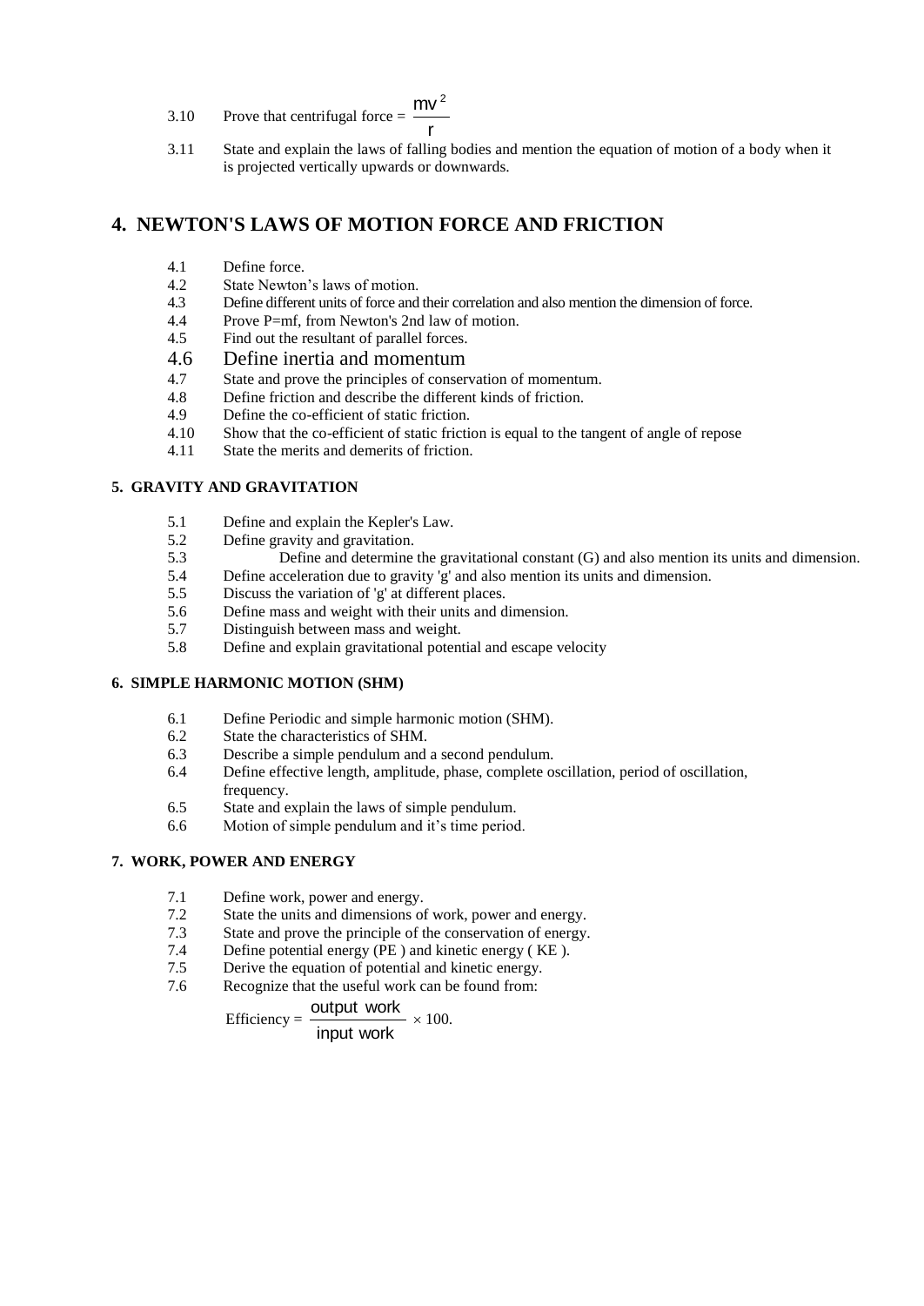3.10 Prove that centrifugal force = $\frac{mv^2}{r}$

3.11 State and explain the laws of falling bodies and mention the equation of motion of a body when it is projected vertically upwards or downwards.

## 4. NEWTON'S LAWS OF MOTION FORCE AND FRICTION

4.1 Define force.
4.2 State Newton's laws of motion.
4.3 Define different units of force and their correlation and also mention the dimension of force.
4.4 Prove P=mf, from Newton's 2nd law of motion.
4.5 Find out the resultant of parallel forces.
4.6 Define inertia and momentum
4.7 State and prove the principles of conservation of momentum.
4.8 Define friction and describe the different kinds of friction.
4.9 Define the co-efficient of static friction.
4.10 Show that the co-efficient of static friction is equal to the tangent of angle of repose
4.11 State the merits and demerits of friction.

### 5. GRAVITY AND GRAVITATION

5.1 Define and explain the Kepler's Law.
5.2 Define gravity and gravitation.
5.3 Define and determine the gravitational constant (G) and also mention its units and dimension.
5.4 Define acceleration due to gravity 'g' and also mention its units and dimension.
5.5 Discuss the variation of 'g' at different places.
5.6 Define mass and weight with their units and dimension.
5.7 Distinguish between mass and weight.
5.8 Define and explain gravitational potential and escape velocity

### 6. SIMPLE HARMONIC MOTION (SHM)

6.1 Define Periodic and simple harmonic motion (SHM).
6.2 State the characteristics of SHM.
6.3 Describe a simple pendulum and a second pendulum.
6.4 Define effective length, amplitude, phase, complete oscillation, period of oscillation, frequency.
6.5 State and explain the laws of simple pendulum.
6.6 Motion of simple pendulum and it's time period.

### 7. WORK, POWER AND ENERGY

7.1 Define work, power and energy.
7.2 State the units and dimensions of work, power and energy.
7.3 State and prove the principle of the conservation of energy.
7.4 Define potential energy (PE ) and kinetic energy ( KE ).
7.5 Derive the equation of potential and kinetic energy.
7.6 Recognize that the useful work can be found from:

$$\text{Efficiency} = \frac{\text{output work}}{\text{input work}} \times 100.$$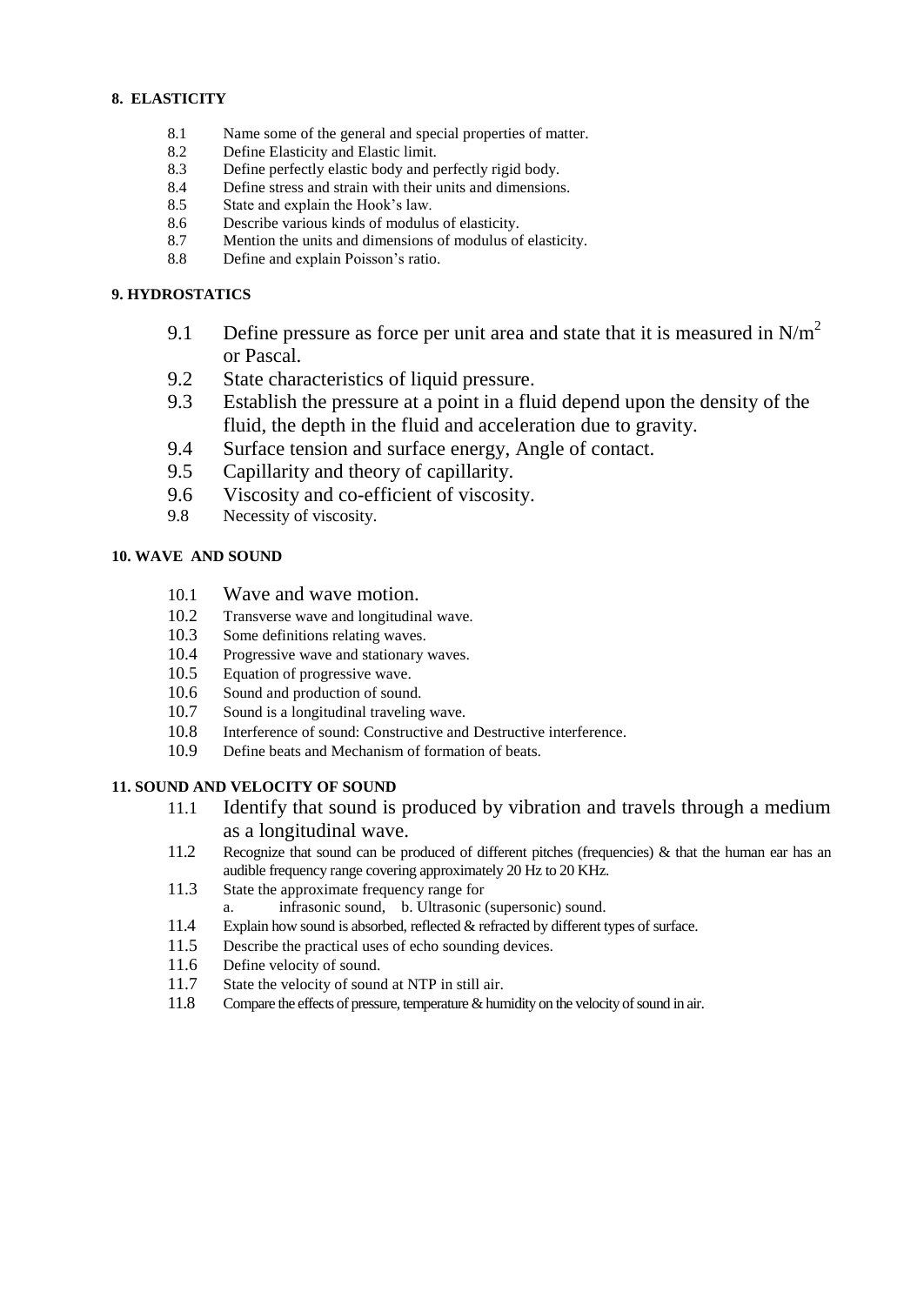### 8. ELASTICITY

- 8.1 Name some of the general and special properties of matter.
- 8.2 Define Elasticity and Elastic limit.
- 8.3 Define perfectly elastic body and perfectly rigid body.
- 8.4 Define stress and strain with their units and dimensions.
- 8.5 State and explain the Hook's law.
- 8.6 Describe various kinds of modulus of elasticity.
- 8.7 Mention the units and dimensions of modulus of elasticity.
- 8.8 Define and explain Poisson's ratio.

### 9. HYDROSTATICS

- 9.1 Define pressure as force per unit area and state that it is measured in $N/m^2$ or Pascal.
- 9.2 State characteristics of liquid pressure.
- 9.3 Establish the pressure at a point in a fluid depend upon the density of the fluid, the depth in the fluid and acceleration due to gravity.
- 9.4 Surface tension and surface energy, Angle of contact.
- 9.5 Capillarity and theory of capillarity.
- 9.6 Viscosity and co-efficient of viscosity.
- 9.8 Necessity of viscosity.

### 10. WAVE AND SOUND

- 10.1 Wave and wave motion.
- 10.2 Transverse wave and longitudinal wave.
- 10.3 Some definitions relating waves.
- 10.4 Progressive wave and stationary waves.
- 10.5 Equation of progressive wave.
- 10.6 Sound and production of sound.
- 10.7 Sound is a longitudinal traveling wave.
- 10.8 Interference of sound: Constructive and Destructive interference.
- 10.9 Define beats and Mechanism of formation of beats.

### 11. SOUND AND VELOCITY OF SOUND

- 11.1 Identify that sound is produced by vibration and travels through a medium as a longitudinal wave.
- 11.2 Recognize that sound can be produced of different pitches (frequencies) & that the human ear has an audible frequency range covering approximately 20 Hz to 20 KHz.
- 11.3 State the approximate frequency range for
  - a. infrasonic sound, b. Ultrasonic (supersonic) sound.
- 11.4 Explain how sound is absorbed, reflected & refracted by different types of surface.
- 11.5 Describe the practical uses of echo sounding devices.
- 11.6 Define velocity of sound.
- 11.7 State the velocity of sound at NTP in still air.
- 11.8 Compare the effects of pressure, temperature & humidity on the velocity of sound in air.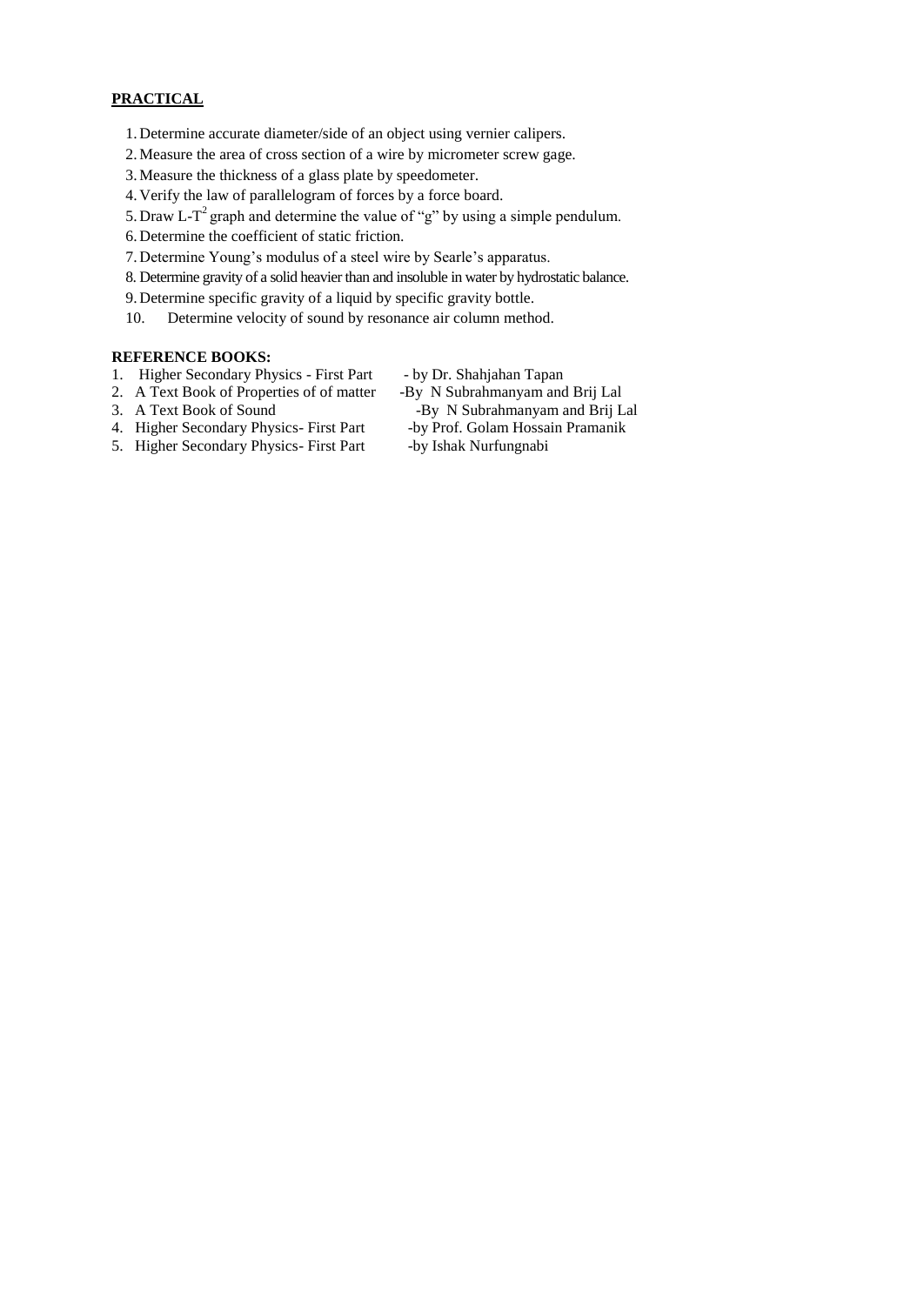## PRACTICAL

1. Determine accurate diameter/side of an object using vernier calipers.
2. Measure the area of cross section of a wire by micrometer screw gage.
3. Measure the thickness of a glass plate by speedometer.
4. Verify the law of parallelogram of forces by a force board.
5. Draw L-$T^2$ graph and determine the value of "g" by using a simple pendulum.
6. Determine the coefficient of static friction.
7. Determine Young's modulus of a steel wire by Searle's apparatus.
8. Determine gravity of a solid heavier than and insoluble in water by hydrostatic balance.
9. Determine specific gravity of a liquid by specific gravity bottle.
10. Determine velocity of sound by resonance air column method.

**REFERENCE BOOKS:**

1. Higher Secondary Physics - First Part - by Dr. Shahjahan Tapan
2. A Text Book of Properties of of matter -By N Subrahmanyam and Brij Lal
3. A Text Book of Sound -By N Subrahmanyam and Brij Lal
4. Higher Secondary Physics- First Part -by Prof. Golam Hossain Pramanik
5. Higher Secondary Physics- First Part -by Ishak Nurfungnabi